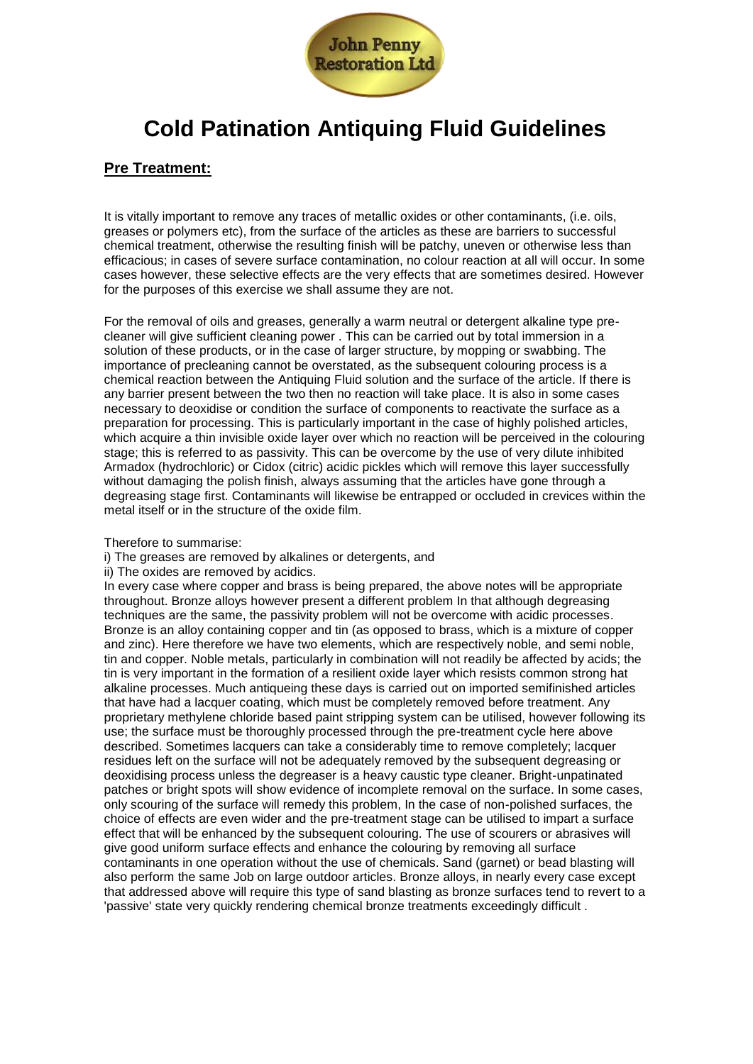John Penny Restoration Ltd

# Cold Patination Antiquing Fluid Guidelines

## **Pre Treatment:**

It is vitally important to remove any traces of metallic oxides or other contaminants, (i.e. oils, greases or polymers etc), from the surface of the articles as these are barriers to successful chemical treatment, otherwise the resulting finish will be patchy, uneven or otherwise less than efficacious; in cases of severe surface contamination, no colour reaction at all will occur. In some cases however, these selective effects are the very effects that are sometimes desired. However for the purposes of this exercise we shall assume they are not.

For the removal of oils and greases, generally a warm neutral or detergent alkaline type pre-cleaner will give sufficient cleaning power . This can be carried out by total immersion in a solution of these products, or in the case of larger structure, by mopping or swabbing. The importance of precleaning cannot be overstated, as the subsequent colouring process is a chemical reaction between the Antiquing Fluid solution and the surface of the article. If there is any barrier present between the two then no reaction will take place. It is also in some cases necessary to deoxidise or condition the surface of components to reactivate the surface as a preparation for processing. This is particularly important in the case of highly polished articles, which acquire a thin invisible oxide layer over which no reaction will be perceived in the colouring stage; this is referred to as passivity. This can be overcome by the use of very dilute inhibited Armadox (hydrochloric) or Cidox (citric) acidic pickles which will remove this layer successfully without damaging the polish finish, always assuming that the articles have gone through a degreasing stage first. Contaminants will likewise be entrapped or occluded in crevices within the metal itself or in the structure of the oxide film.

Therefore to summarise:

i) The greases are removed by alkalines or detergents, and

ii) The oxides are removed by acidics.

In every case where copper and brass is being prepared, the above notes will be appropriate throughout. Bronze alloys however present a different problem In that although degreasing techniques are the same, the passivity problem will not be overcome with acidic processes. Bronze is an alloy containing copper and tin (as opposed to brass, which is a mixture of copper and zinc). Here therefore we have two elements, which are respectively noble, and semi noble, tin and copper. Noble metals, particularly in combination will not readily be affected by acids; the tin is very important in the formation of a resilient oxide layer which resists common strong hat alkaline processes. Much antiqueing these days is carried out on imported semifinished articles that have had a lacquer coating, which must be completely removed before treatment. Any proprietary methylene chloride based paint stripping system can be utilised, however following its use; the surface must be thoroughly processed through the pre-treatment cycle here above described. Sometimes lacquers can take a considerably time to remove completely; lacquer residues left on the surface will not be adequately removed by the subsequent degreasing or deoxidising process unless the degreaser is a heavy caustic type cleaner. Bright-unpatinated patches or bright spots will show evidence of incomplete removal on the surface. In some cases, only scouring of the surface will remedy this problem, In the case of non-polished surfaces, the choice of effects are even wider and the pre-treatment stage can be utilised to impart a surface effect that will be enhanced by the subsequent colouring. The use of scourers or abrasives will give good uniform surface effects and enhance the colouring by removing all surface contaminants in one operation without the use of chemicals. Sand (garnet) or bead blasting will also perform the same Job on large outdoor articles. Bronze alloys, in nearly every case except that addressed above will require this type of sand blasting as bronze surfaces tend to revert to a 'passive' state very quickly rendering chemical bronze treatments exceedingly difficult .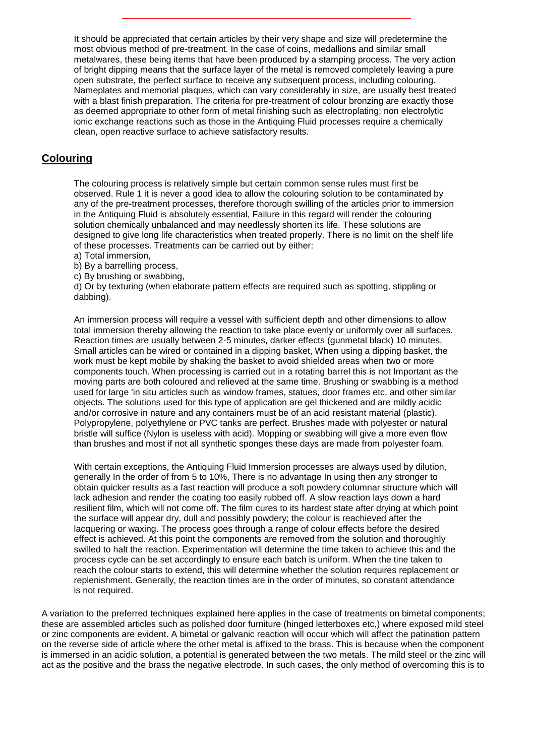It should be appreciated that certain articles by their very shape and size will predetermine the most obvious method of pre-treatment. In the case of coins, medallions and similar small metalwares, these being items that have been produced by a stamping process. The very action of bright dipping means that the surface layer of the metal is removed completely leaving a pure open substrate, the perfect surface to receive any subsequent process, including colouring. Nameplates and memorial plaques, which can vary considerably in size, are usually best treated with a blast finish preparation. The criteria for pre-treatment of colour bronzing are exactly those as deemed appropriate to other form of metal finishing such as electroplating; non electrolytic ionic exchange reactions such as those in the Antiquing Fluid processes require a chemically clean, open reactive surface to achieve satisfactory results.

## Colouring

The colouring process is relatively simple but certain common sense rules must first be observed. Rule 1 it is never a good idea to allow the colouring solution to be contaminated by any of the pre-treatment processes, therefore thorough swilling of the articles prior to immersion in the Antiquing Fluid is absolutely essential, Failure in this regard will render the colouring solution chemically unbalanced and may needlessly shorten its life. These solutions are designed to give long life characteristics when treated properly. There is no limit on the shelf life of these processes. Treatments can be carried out by either:

a) Total immersion,
b) By a barrelling process,
c) By brushing or swabbing,
d) Or by texturing (when elaborate pattern effects are required such as spotting, stippling or dabbing).

An immersion process will require a vessel with sufficient depth and other dimensions to allow total immersion thereby allowing the reaction to take place evenly or uniformly over all surfaces. Reaction times are usually between 2-5 minutes, darker effects (gunmetal black) 10 minutes. Small articles can be wired or contained in a dipping basket, When using a dipping basket, the work must be kept mobile by shaking the basket to avoid shielded areas when two or more components touch. When processing is carried out in a rotating barrel this is not Important as the moving parts are both coloured and relieved at the same time. Brushing or swabbing is a method used for large 'in situ articles such as window frames, statues, door frames etc. and other similar objects. The solutions used for this type of application are gel thickened and are mildly acidic and/or corrosive in nature and any containers must be of an acid resistant material (plastic). Polypropylene, polyethylene or PVC tanks are perfect. Brushes made with polyester or natural bristle will suffice (Nylon is useless with acid). Mopping or swabbing will give a more even flow than brushes and most if not all synthetic sponges these days are made from polyester foam.

With certain exceptions, the Antiquing Fluid Immersion processes are always used by dilution, generally In the order of from 5 to 10%, There is no advantage In using then any stronger to obtain quicker results as a fast reaction will produce a soft powdery columnar structure which will lack adhesion and render the coating too easily rubbed off. A slow reaction lays down a hard resilient film, which will not come off. The film cures to its hardest state after drying at which point the surface will appear dry, dull and possibly powdery; the colour is reachieved after the lacquering or waxing. The process goes through a range of colour effects before the desired effect is achieved. At this point the components are removed from the solution and thoroughly swilled to halt the reaction. Experimentation will determine the time taken to achieve this and the process cycle can be set accordingly to ensure each batch is uniform. When the tine taken to reach the colour starts to extend, this will determine whether the solution requires replacement or replenishment. Generally, the reaction times are in the order of minutes, so constant attendance is not required.

A variation to the preferred techniques explained here applies in the case of treatments on bimetal components; these are assembled articles such as polished door furniture (hinged letterboxes etc,) where exposed mild steel or zinc components are evident. A bimetal or galvanic reaction will occur which will affect the patination pattern on the reverse side of article where the other metal is affixed to the brass. This is because when the component is immersed in an acidic solution, a potential is generated between the two metals. The mild steel or the zinc will act as the positive and the brass the negative electrode. In such cases, the only method of overcoming this is to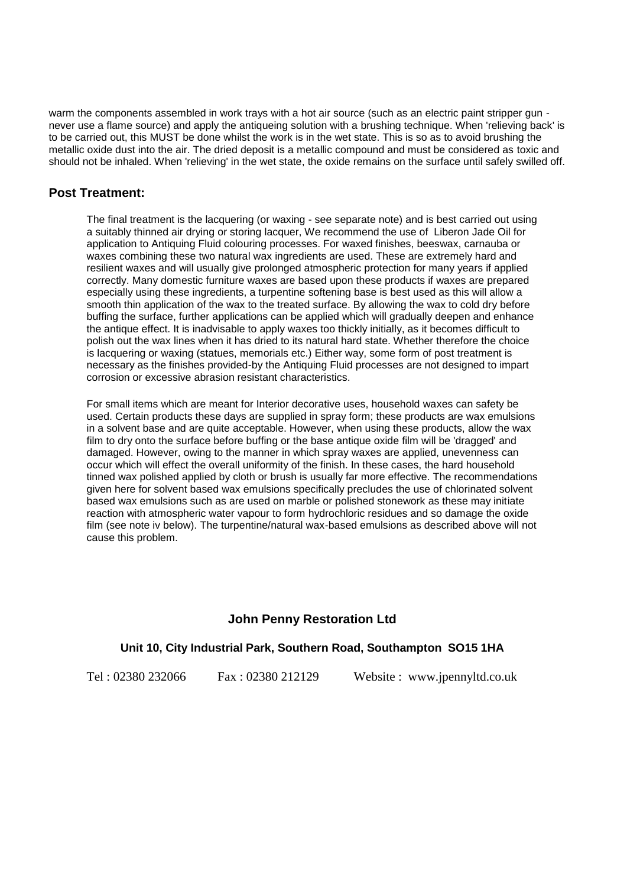warm the components assembled in work trays with a hot air source (such as an electric paint stripper gun - never use a flame source) and apply the antiqueing solution with a brushing technique. When 'relieving back' is to be carried out, this MUST be done whilst the work is in the wet state. This is so as to avoid brushing the metallic oxide dust into the air. The dried deposit is a metallic compound and must be considered as toxic and should not be inhaled. When 'relieving' in the wet state, the oxide remains on the surface until safely swilled off.

## Post Treatment:

The final treatment is the lacquering (or waxing - see separate note) and is best carried out using a suitably thinned air drying or storing lacquer, We recommend the use of Liberon Jade Oil for application to Antiquing Fluid colouring processes. For waxed finishes, beeswax, carnauba or waxes combining these two natural wax ingredients are used. These are extremely hard and resilient waxes and will usually give prolonged atmospheric protection for many years if applied correctly. Many domestic furniture waxes are based upon these products if waxes are prepared especially using these ingredients, a turpentine softening base is best used as this will allow a smooth thin application of the wax to the treated surface. By allowing the wax to cold dry before buffing the surface, further applications can be applied which will gradually deepen and enhance the antique effect. It is inadvisable to apply waxes too thickly initially, as it becomes difficult to polish out the wax lines when it has dried to its natural hard state. Whether therefore the choice is lacquering or waxing (statues, memorials etc.) Either way, some form of post treatment is necessary as the finishes provided-by the Antiquing Fluid processes are not designed to impart corrosion or excessive abrasion resistant characteristics.

For small items which are meant for Interior decorative uses, household waxes can safety be used. Certain products these days are supplied in spray form; these products are wax emulsions in a solvent base and are quite acceptable. However, when using these products, allow the wax film to dry onto the surface before buffing or the base antique oxide film will be 'dragged' and damaged. However, owing to the manner in which spray waxes are applied, unevenness can occur which will effect the overall uniformity of the finish. In these cases, the hard household tinned wax polished applied by cloth or brush is usually far more effective. The recommendations given here for solvent based wax emulsions specifically precludes the use of chlorinated solvent based wax emulsions such as are used on marble or polished stonework as these may initiate reaction with atmospheric water vapour to form hydrochloric residues and so damage the oxide film (see note iv below). The turpentine/natural wax-based emulsions as described above will not cause this problem.

**John Penny Restoration Ltd**

**Unit 10, City Industrial Park, Southern Road, Southampton SO15 1HA**

Tel : 02380 232066 Fax : 02380 212129 Website : www.jpennyltd.co.uk